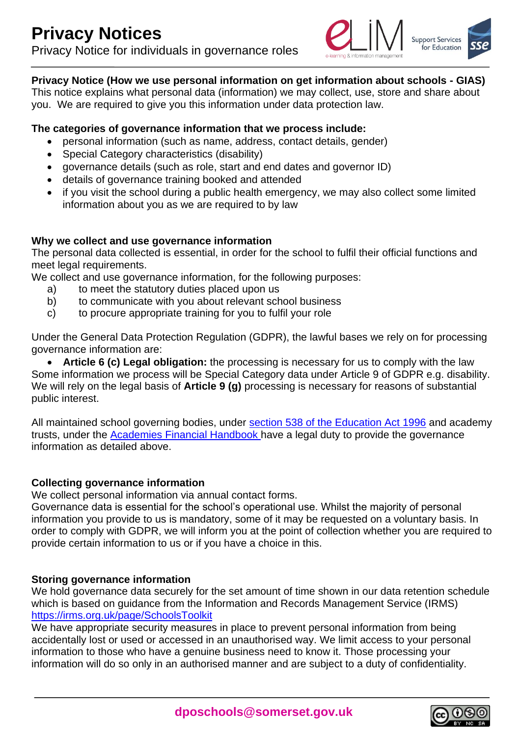# Privacy Notices

Privacy Notice for individuals in governance roles

**Privacy Notice (How we use personal information on get information about schools - GIAS)**

This notice explains what personal data (information) we may collect, use, store and share about you. We are required to give you this information under data protection law.

**The categories of governance information that we process include:**

- personal information (such as name, address, contact details, gender)
- Special Category characteristics (disability)
- governance details (such as role, start and end dates and governor ID)
- details of governance training booked and attended
- if you visit the school during a public health emergency, we may also collect some limited information about you as we are required to by law

**Why we collect and use governance information**

The personal data collected is essential, in order for the school to fulfil their official functions and meet legal requirements.

We collect and use governance information, for the following purposes:

a) to meet the statutory duties placed upon us
b) to communicate with you about relevant school business
c) to procure appropriate training for you to fulfil your role

Under the General Data Protection Regulation (GDPR), the lawful bases we rely on for processing governance information are:

- **Article 6 (c) Legal obligation:** the processing is necessary for us to comply with the law

Some information we process will be Special Category data under Article 9 of GDPR e.g. disability. We will rely on the legal basis of **Article 9 (g)** processing is necessary for reasons of substantial public interest.

All maintained school governing bodies, under section 538 of the Education Act 1996 and academy trusts, under the Academies Financial Handbook have a legal duty to provide the governance information as detailed above.

**Collecting governance information**

We collect personal information via annual contact forms.

Governance data is essential for the school's operational use. Whilst the majority of personal information you provide to us is mandatory, some of it may be requested on a voluntary basis. In order to comply with GDPR, we will inform you at the point of collection whether you are required to provide certain information to us or if you have a choice in this.

**Storing governance information**

We hold governance data securely for the set amount of time shown in our data retention schedule which is based on guidance from the Information and Records Management Service (IRMS) https://irms.org.uk/page/SchoolsToolkit

We have appropriate security measures in place to prevent personal information from being accidentally lost or used or accessed in an unauthorised way. We limit access to your personal information to those who have a genuine business need to know it. Those processing your information will do so only in an authorised manner and are subject to a duty of confidentiality.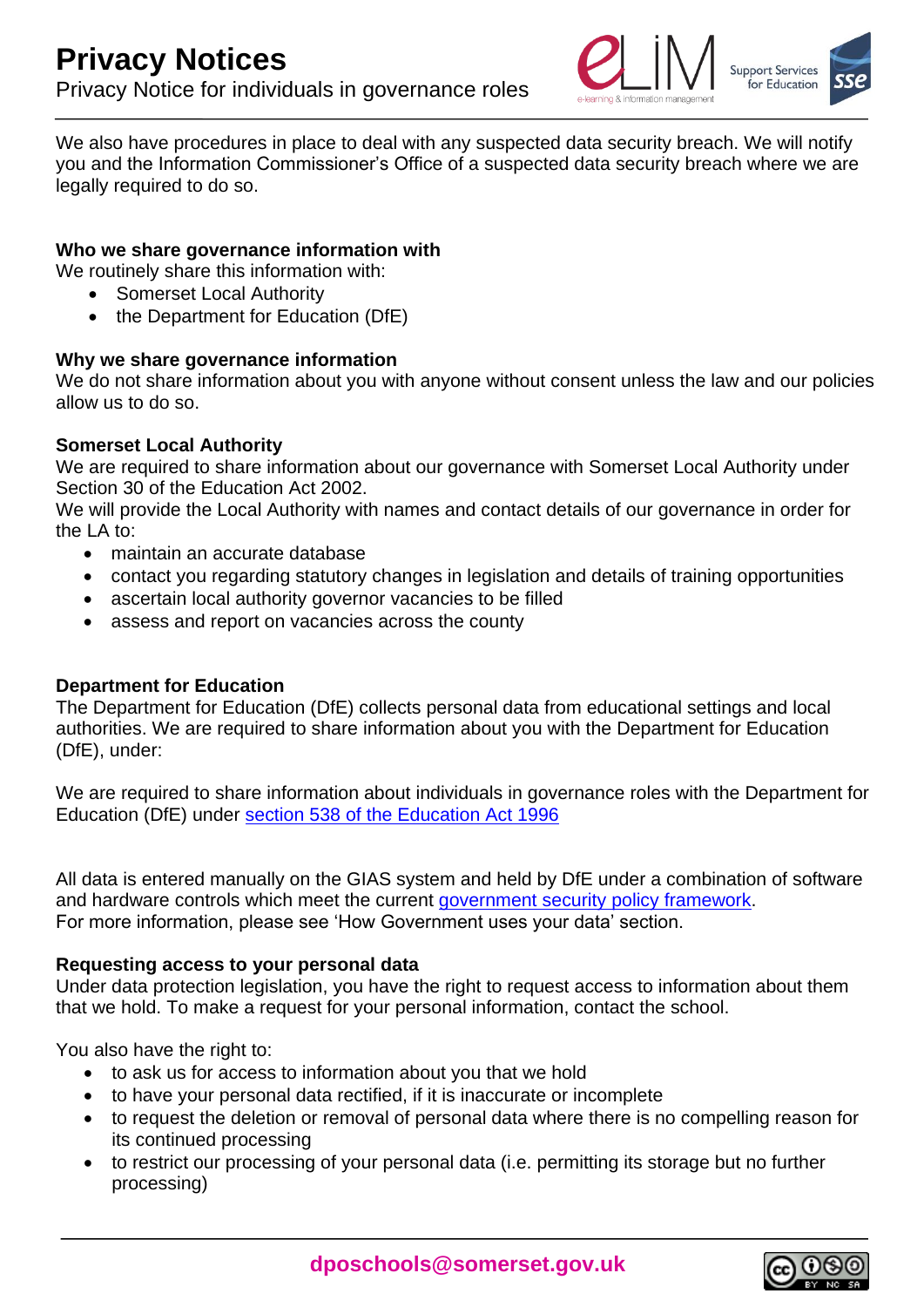We also have procedures in place to deal with any suspected data security breach. We will notify you and the Information Commissioner's Office of a suspected data security breach where we are legally required to do so.

### Who we share governance information with

We routinely share this information with:

- Somerset Local Authority
- the Department for Education (DfE)

### Why we share governance information

We do not share information about you with anyone without consent unless the law and our policies allow us to do so.

### Somerset Local Authority

We are required to share information about our governance with Somerset Local Authority under Section 30 of the Education Act 2002.
We will provide the Local Authority with names and contact details of our governance in order for the LA to:

- maintain an accurate database
- contact you regarding statutory changes in legislation and details of training opportunities
- ascertain local authority governor vacancies to be filled
- assess and report on vacancies across the county

### Department for Education

The Department for Education (DfE) collects personal data from educational settings and local authorities. We are required to share information about you with the Department for Education (DfE), under:

We are required to share information about individuals in governance roles with the Department for Education (DfE) under section 538 of the Education Act 1996

All data is entered manually on the GIAS system and held by DfE under a combination of software and hardware controls which meet the current government security policy framework.
For more information, please see 'How Government uses your data' section.

### Requesting access to your personal data

Under data protection legislation, you have the right to request access to information about them that we hold. To make a request for your personal information, contact the school.

You also have the right to:

- to ask us for access to information about you that we hold
- to have your personal data rectified, if it is inaccurate or incomplete
- to request the deletion or removal of personal data where there is no compelling reason for its continued processing
- to restrict our processing of your personal data (i.e. permitting its storage but no further processing)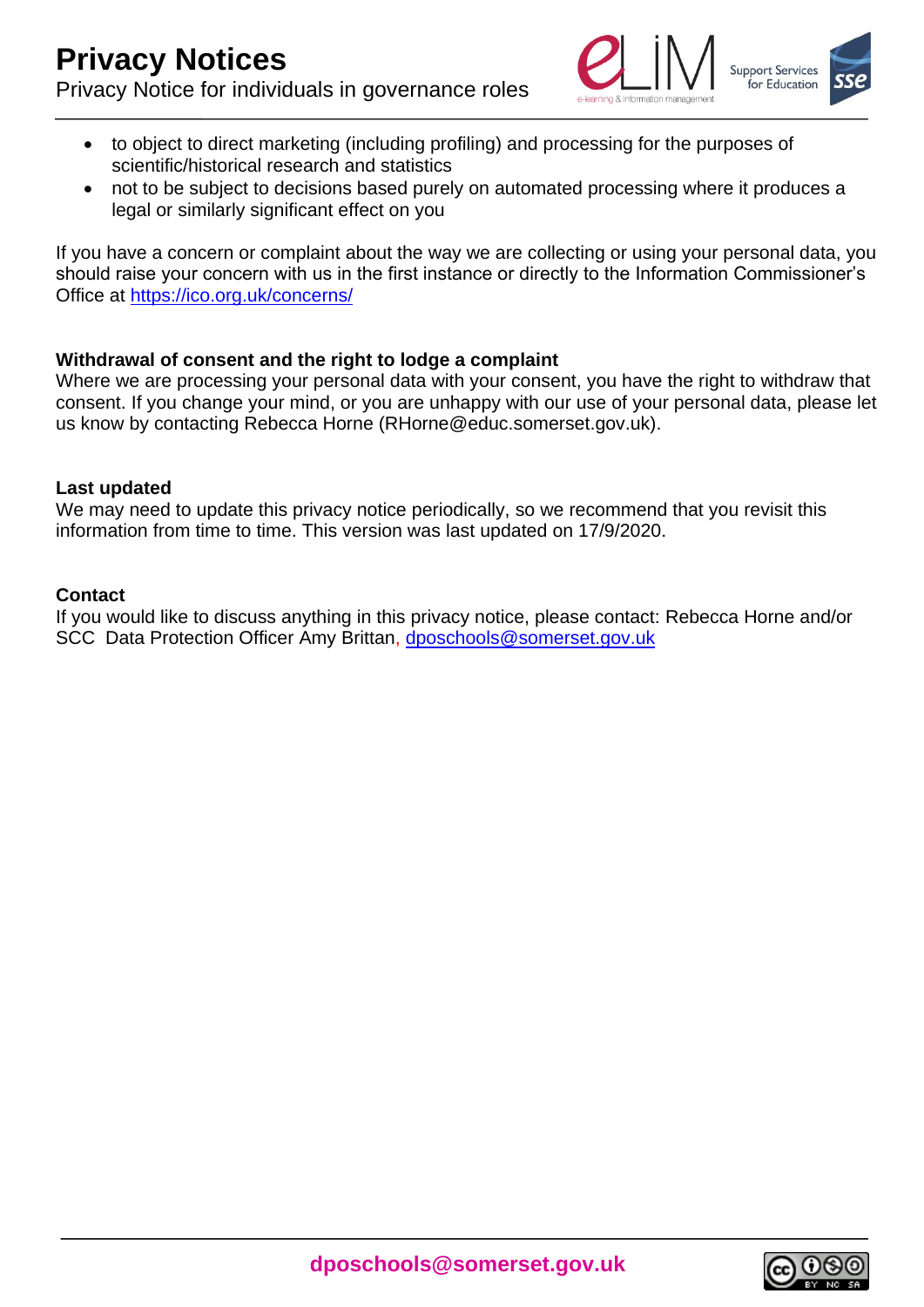- to object to direct marketing (including profiling) and processing for the purposes of scientific/historical research and statistics
- not to be subject to decisions based purely on automated processing where it produces a legal or similarly significant effect on you

If you have a concern or complaint about the way we are collecting or using your personal data, you should raise your concern with us in the first instance or directly to the Information Commissioner's Office at https://ico.org.uk/concerns/

**Withdrawal of consent and the right to lodge a complaint**
Where we are processing your personal data with your consent, you have the right to withdraw that consent. If you change your mind, or you are unhappy with our use of your personal data, please let us know by contacting Rebecca Horne (RHorne@educ.somerset.gov.uk).

**Last updated**
We may need to update this privacy notice periodically, so we recommend that you revisit this information from time to time. This version was last updated on 17/9/2020.

**Contact**
If you would like to discuss anything in this privacy notice, please contact: Rebecca Horne and/or SCC Data Protection Officer Amy Brittan, dposchools@somerset.gov.uk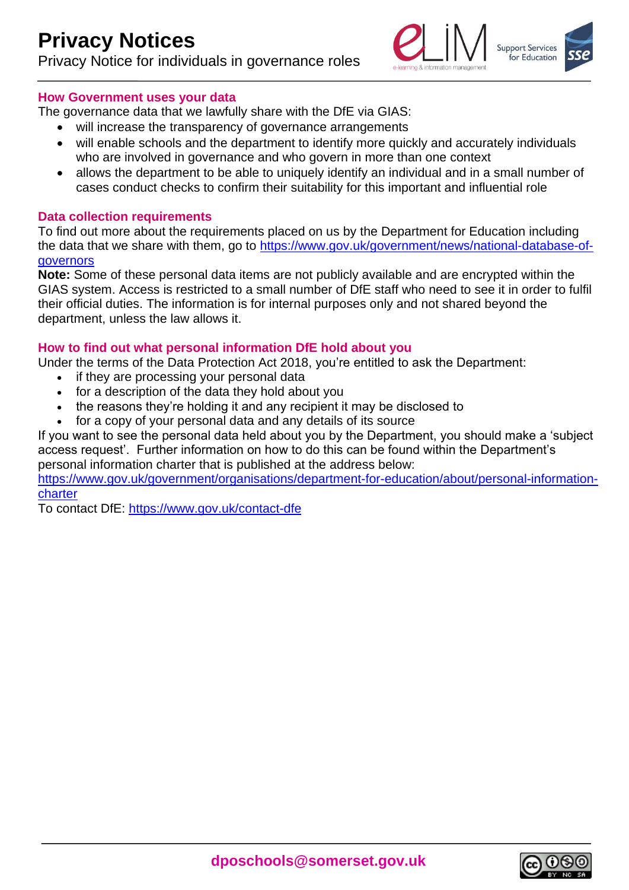### How Government uses your data

The governance data that we lawfully share with the DfE via GIAS:

- will increase the transparency of governance arrangements
- will enable schools and the department to identify more quickly and accurately individuals who are involved in governance and who govern in more than one context
- allows the department to be able to uniquely identify an individual and in a small number of cases conduct checks to confirm their suitability for this important and influential role

### Data collection requirements

To find out more about the requirements placed on us by the Department for Education including the data that we share with them, go to https://www.gov.uk/government/news/national-database-of-governors

**Note:** Some of these personal data items are not publicly available and are encrypted within the GIAS system. Access is restricted to a small number of DfE staff who need to see it in order to fulfil their official duties. The information is for internal purposes only and not shared beyond the department, unless the law allows it.

### How to find out what personal information DfE hold about you

Under the terms of the Data Protection Act 2018, you're entitled to ask the Department:

- if they are processing your personal data
- for a description of the data they hold about you
- the reasons they're holding it and any recipient it may be disclosed to
- for a copy of your personal data and any details of its source

If you want to see the personal data held about you by the Department, you should make a 'subject access request'. Further information on how to do this can be found within the Department's personal information charter that is published at the address below:
https://www.gov.uk/government/organisations/department-for-education/about/personal-information-charter

To contact DfE: https://www.gov.uk/contact-dfe